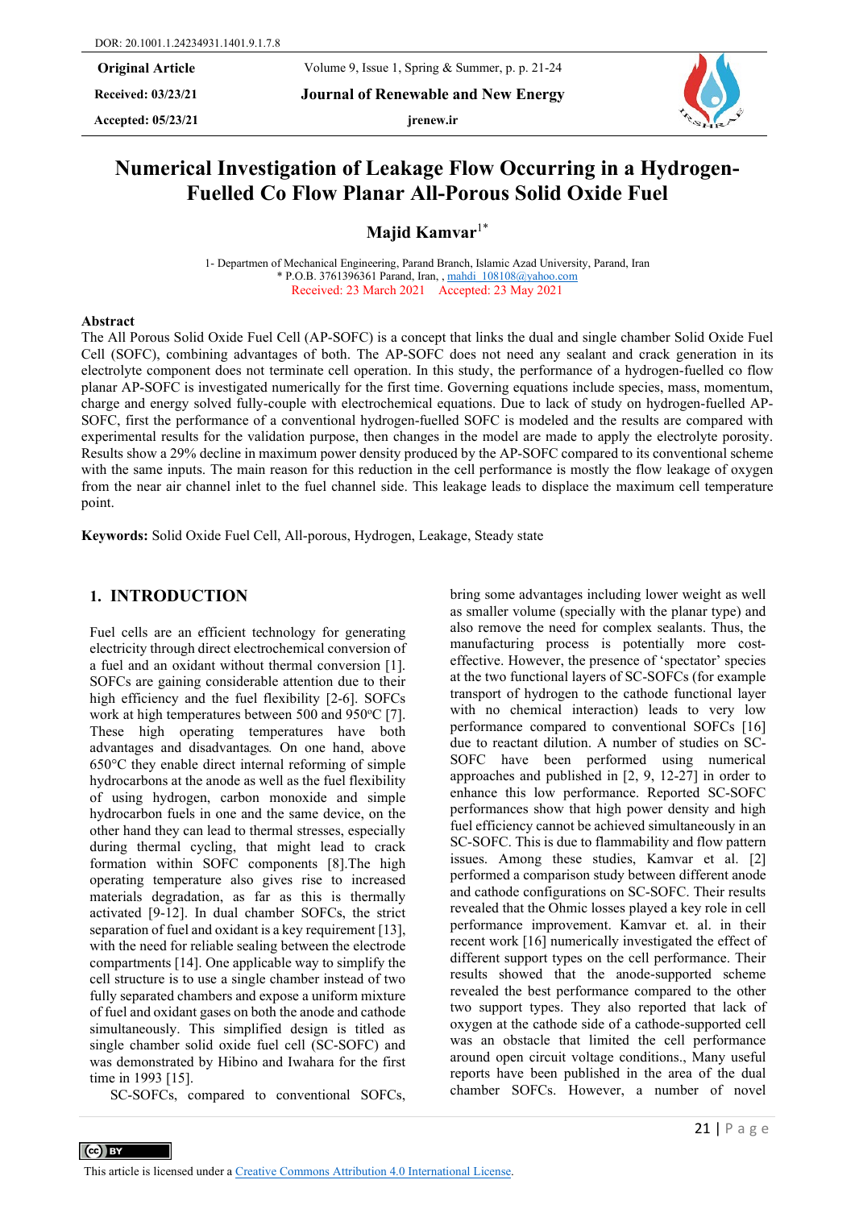DOR: 20.1001.1.24234931.1401.9.1.7.8

**Original Article**

**Received: 03/23/21**

**Accepted: 05/23/21**

Volume 9, Issue 1, Spring & Summer, p. p. 21-24

**Journal of Renewable and New Energy**

jrenew.ir

# Numerical Investigation of Leakage Flow Occurring in a Hydrogen-Fuelled Co Flow Planar All-Porous Solid Oxide Fuel

**Majid Kamvar[1*]**

1- Departmen of Mechanical Engineering, Parand Branch, Islamic Azad University, Parand, Iran
\* P.O.B. 3761396361 Parand, Iran, , mahdi_108108@yahoo.com
Received: 23 March 2021  Accepted: 23 May 2021

## Abstract

The All Porous Solid Oxide Fuel Cell (AP-SOFC) is a concept that links the dual and single chamber Solid Oxide Fuel Cell (SOFC), combining advantages of both. The AP-SOFC does not need any sealant and crack generation in its electrolyte component does not terminate cell operation. In this study, the performance of a hydrogen-fuelled co flow planar AP-SOFC is investigated numerically for the first time. Governing equations include species, mass, momentum, charge and energy solved fully-couple with electrochemical equations. Due to lack of study on hydrogen-fuelled AP-SOFC, first the performance of a conventional hydrogen-fuelled SOFC is modeled and the results are compared with experimental results for the validation purpose, then changes in the model are made to apply the electrolyte porosity. Results show a 29% decline in maximum power density produced by the AP-SOFC compared to its conventional scheme with the same inputs. The main reason for this reduction in the cell performance is mostly the flow leakage of oxygen from the near air channel inlet to the fuel channel side. This leakage leads to displace the maximum cell temperature point.

**Keywords:** Solid Oxide Fuel Cell, All-porous, Hydrogen, Leakage, Steady state

## 1. INTRODUCTION

Fuel cells are an efficient technology for generating electricity through direct electrochemical conversion of a fuel and an oxidant without thermal conversion [1]. SOFCs are gaining considerable attention due to their high efficiency and the fuel flexibility [2-6]. SOFCs work at high temperatures between 500 and 950°C [7]. These high operating temperatures have both advantages and disadvantages. On one hand, above 650°C they enable direct internal reforming of simple hydrocarbons at the anode as well as the fuel flexibility of using hydrogen, carbon monoxide and simple hydrocarbon fuels in one and the same device, on the other hand they can lead to thermal stresses, especially during thermal cycling, that might lead to crack formation within SOFC components [8].The high operating temperature also gives rise to increased materials degradation, as far as this is thermally activated [9-12]. In dual chamber SOFCs, the strict separation of fuel and oxidant is a key requirement [13], with the need for reliable sealing between the electrode compartments [14]. One applicable way to simplify the cell structure is to use a single chamber instead of two fully separated chambers and expose a uniform mixture of fuel and oxidant gases on both the anode and cathode simultaneously. This simplified design is titled as single chamber solid oxide fuel cell (SC-SOFC) and was demonstrated by Hibino and Iwahara for the first time in 1993 [15].

SC-SOFCs, compared to conventional SOFCs, bring some advantages including lower weight as well as smaller volume (specially with the planar type) and also remove the need for complex sealants. Thus, the manufacturing process is potentially more cost-effective. However, the presence of 'spectator' species at the two functional layers of SC-SOFCs (for example transport of hydrogen to the cathode functional layer with no chemical interaction) leads to very low performance compared to conventional SOFCs [16] due to reactant dilution. A number of studies on SC-SOFC have been performed using numerical approaches and published in [2, 9, 12-27] in order to enhance this low performance. Reported SC-SOFC performances show that high power density and high fuel efficiency cannot be achieved simultaneously in an SC-SOFC. This is due to flammability and flow pattern issues. Among these studies, Kamvar et al. [2] performed a comparison study between different anode and cathode configurations on SC-SOFC. Their results revealed that the Ohmic losses played a key role in cell performance improvement. Kamvar et. al. in their recent work [16] numerically investigated the effect of different support types on the cell performance. Their results showed that the anode-supported scheme revealed the best performance compared to the other two support types. They also reported that lack of oxygen at the cathode side of a cathode-supported cell was an obstacle that limited the cell performance around open circuit voltage conditions., Many useful reports have been published in the area of the dual chamber SOFCs. However, a number of novel

This article is licensed under a Creative Commons Attribution 4.0 International License.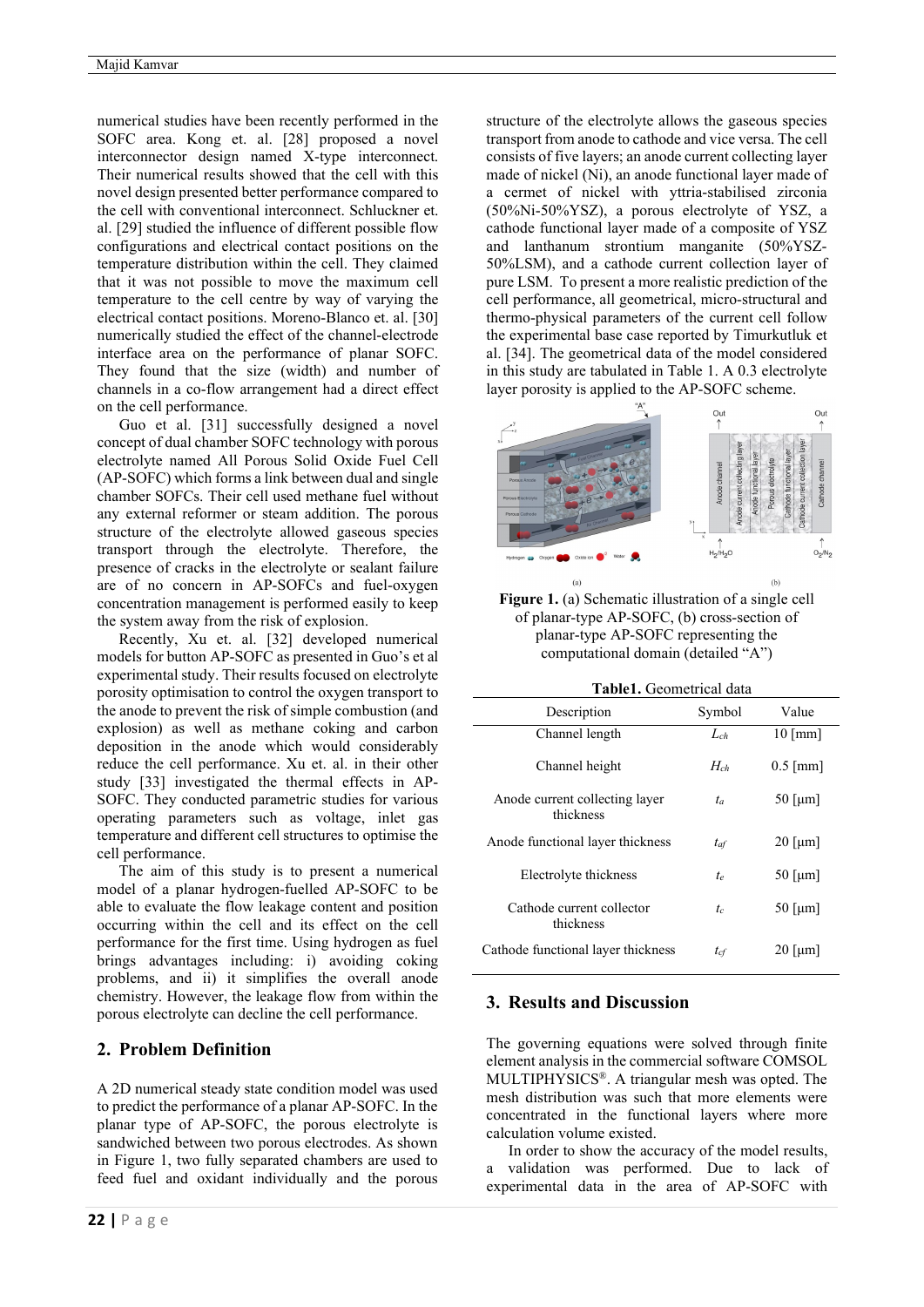numerical studies have been recently performed in the SOFC area. Kong et. al. [28] proposed a novel interconnector design named X-type interconnect. Their numerical results showed that the cell with this novel design presented better performance compared to the cell with conventional interconnect. Schluckner et. al. [29] studied the influence of different possible flow configurations and electrical contact positions on the temperature distribution within the cell. They claimed that it was not possible to move the maximum cell temperature to the cell centre by way of varying the electrical contact positions. Moreno-Blanco et. al. [30] numerically studied the effect of the channel-electrode interface area on the performance of planar SOFC. They found that the size (width) and number of channels in a co-flow arrangement had a direct effect on the cell performance.

Guo et al. [31] successfully designed a novel concept of dual chamber SOFC technology with porous electrolyte named All Porous Solid Oxide Fuel Cell (AP-SOFC) which forms a link between dual and single chamber SOFCs. Their cell used methane fuel without any external reformer or steam addition. The porous structure of the electrolyte allowed gaseous species transport through the electrolyte. Therefore, the presence of cracks in the electrolyte or sealant failure are of no concern in AP-SOFCs and fuel-oxygen concentration management is performed easily to keep the system away from the risk of explosion.

Recently, Xu et. al. [32] developed numerical models for button AP-SOFC as presented in Guo's et al experimental study. Their results focused on electrolyte porosity optimisation to control the oxygen transport to the anode to prevent the risk of simple combustion (and explosion) as well as methane coking and carbon deposition in the anode which would considerably reduce the cell performance. Xu et. al. in their other study [33] investigated the thermal effects in AP-SOFC. They conducted parametric studies for various operating parameters such as voltage, inlet gas temperature and different cell structures to optimise the cell performance.

The aim of this study is to present a numerical model of a planar hydrogen-fuelled AP-SOFC to be able to evaluate the flow leakage content and position occurring within the cell and its effect on the cell performance for the first time. Using hydrogen as fuel brings advantages including: i) avoiding coking problems, and ii) it simplifies the overall anode chemistry. However, the leakage flow from within the porous electrolyte can decline the cell performance.

## 2. Problem Definition

A 2D numerical steady state condition model was used to predict the performance of a planar AP-SOFC. In the planar type of AP-SOFC, the porous electrolyte is sandwiched between two porous electrodes. As shown in Figure 1, two fully separated chambers are used to feed fuel and oxidant individually and the porous structure of the electrolyte allows the gaseous species transport from anode to cathode and vice versa. The cell consists of five layers; an anode current collecting layer made of nickel (Ni), an anode functional layer made of a cermet of nickel with yttria-stabilised zirconia (50%Ni-50%YSZ), a porous electrolyte of YSZ, a cathode functional layer made of a composite of YSZ and lanthanum strontium manganite (50%YSZ-50%LSM), and a cathode current collection layer of pure LSM. To present a more realistic prediction of the cell performance, all geometrical, micro-structural and thermo-physical parameters of the current cell follow the experimental base case reported by Timurkutluk et al. [34]. The geometrical data of the model considered in this study are tabulated in Table 1. A 0.3 electrolyte layer porosity is applied to the AP-SOFC scheme.

**Figure 1.** (a) Schematic illustration of a single cell of planar-type AP-SOFC, (b) cross-section of planar-type AP-SOFC representing the computational domain (detailed "A")

**Table1.** Geometrical data

| Description | Symbol | Value |
|---|---|---|
| Channel length | $L_{ch}$ | 10 [mm] |
| Channel height | $H_{ch}$ | 0.5 [mm] |
| Anode current collecting layer thickness | $t_a$ | 50 [μm] |
| Anode functional layer thickness | $t_{af}$ | 20 [μm] |
| Electrolyte thickness | $t_e$ | 50 [μm] |
| Cathode current collector thickness | $t_c$ | 50 [μm] |
| Cathode functional layer thickness | $t_{cf}$ | 20 [μm] |

## 3. Results and Discussion

The governing equations were solved through finite element analysis in the commercial software COMSOL MULTIPHYSICS®. A triangular mesh was opted. The mesh distribution was such that more elements were concentrated in the functional layers where more calculation volume existed.

In order to show the accuracy of the model results, a validation was performed. Due to lack of experimental data in the area of AP-SOFC with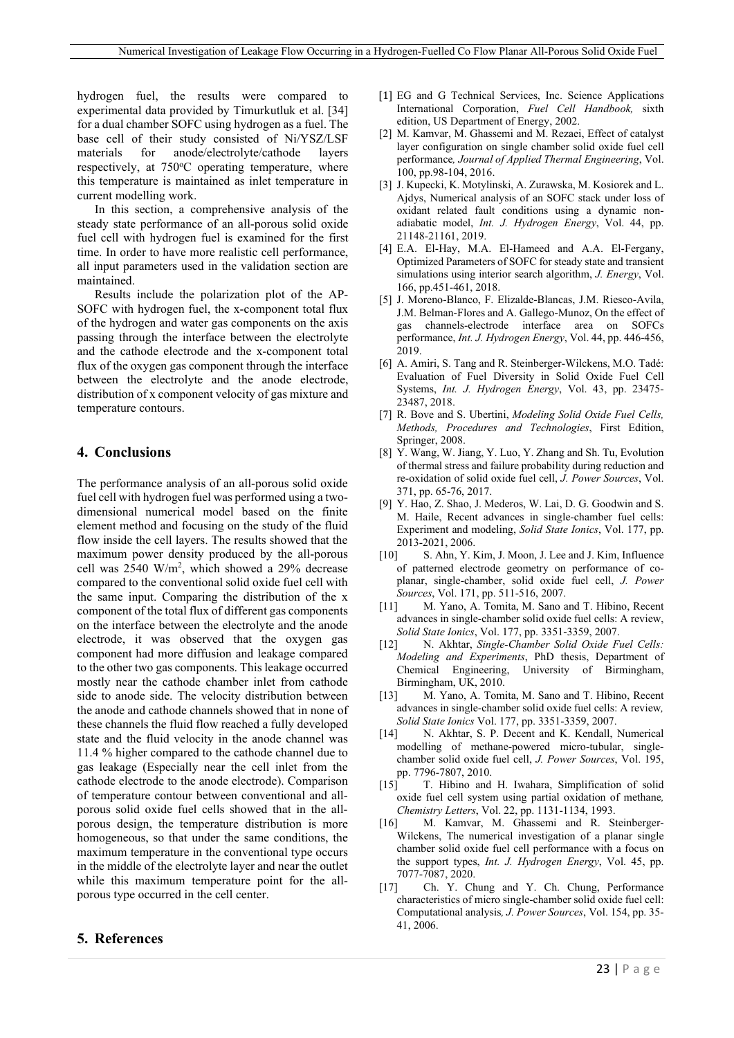hydrogen fuel, the results were compared to experimental data provided by Timurkutluk et al. [34] for a dual chamber SOFC using hydrogen as a fuel. The base cell of their study consisted of Ni/YSZ/LSF materials for anode/electrolyte/cathode layers respectively, at 750°C operating temperature, where this temperature is maintained as inlet temperature in current modelling work.

In this section, a comprehensive analysis of the steady state performance of an all-porous solid oxide fuel cell with hydrogen fuel is examined for the first time. In order to have more realistic cell performance, all input parameters used in the validation section are maintained.

Results include the polarization plot of the AP-SOFC with hydrogen fuel, the x-component total flux of the hydrogen and water gas components on the axis passing through the interface between the electrolyte and the cathode electrode and the x-component total flux of the oxygen gas component through the interface between the electrolyte and the anode electrode, distribution of x component velocity of gas mixture and temperature contours.

## 4. Conclusions

The performance analysis of an all-porous solid oxide fuel cell with hydrogen fuel was performed using a two-dimensional numerical model based on the finite element method and focusing on the study of the fluid flow inside the cell layers. The results showed that the maximum power density produced by the all-porous cell was 2540 $W/m^2$, which showed a 29% decrease compared to the conventional solid oxide fuel cell with the same input. Comparing the distribution of the x component of the total flux of different gas components on the interface between the electrolyte and the anode electrode, it was observed that the oxygen gas component had more diffusion and leakage compared to the other two gas components. This leakage occurred mostly near the cathode chamber inlet from cathode side to anode side. The velocity distribution between the anode and cathode channels showed that in none of these channels the fluid flow reached a fully developed state and the fluid velocity in the anode channel was 11.4 % higher compared to the cathode channel due to gas leakage (Especially near the cell inlet from the cathode electrode to the anode electrode). Comparison of temperature contour between conventional and all-porous solid oxide fuel cells showed that in the all-porous design, the temperature distribution is more homogeneous, so that under the same conditions, the maximum temperature in the conventional type occurs in the middle of the electrolyte layer and near the outlet while this maximum temperature point for the all-porous type occurred in the cell center.

## 5. References

[1] EG and G Technical Services, Inc. Science Applications International Corporation, *Fuel Cell Handbook,* sixth edition, US Department of Energy, 2002.

[2] M. Kamvar, M. Ghassemi and M. Rezaei, Effect of catalyst layer configuration on single chamber solid oxide fuel cell performance*, Journal of Applied Thermal Engineering*, Vol. 100, pp.98-104, 2016.

[3] J. Kupecki, K. Motylinski, A. Zurawska, M. Kosiorek and L. Ajdys, Numerical analysis of an SOFC stack under loss of oxidant related fault conditions using a dynamic non-adiabatic model, *Int. J. Hydrogen Energy*, Vol. 44, pp. 21148-21161, 2019.

[4] E.A. El-Hay, M.A. El-Hameed and A.A. El-Fergany, Optimized Parameters of SOFC for steady state and transient simulations using interior search algorithm, *J. Energy*, Vol. 166, pp.451-461, 2018.

[5] J. Moreno-Blanco, F. Elizalde-Blancas, J.M. Riesco-Avila, J.M. Belman-Flores and A. Gallego-Munoz, On the effect of gas channels-electrode interface area on SOFCs performance, *Int. J. Hydrogen Energy*, Vol. 44, pp. 446-456, 2019.

[6] A. Amiri, S. Tang and R. Steinberger-Wilckens, M.O. Tadé: Evaluation of Fuel Diversity in Solid Oxide Fuel Cell Systems, *Int. J. Hydrogen Energy*, Vol. 43, pp. 23475-23487, 2018.

[7] R. Bove and S. Ubertini, *Modeling Solid Oxide Fuel Cells, Methods, Procedures and Technologies*, First Edition, Springer, 2008.

[8] Y. Wang, W. Jiang, Y. Luo, Y. Zhang and Sh. Tu, Evolution of thermal stress and failure probability during reduction and re-oxidation of solid oxide fuel cell, *J. Power Sources*, Vol. 371, pp. 65-76, 2017.

[9] Y. Hao, Z. Shao, J. Mederos, W. Lai, D. G. Goodwin and S. M. Haile, Recent advances in single-chamber fuel cells: Experiment and modeling, *Solid State Ionics*, Vol. 177, pp. 2013-2021, 2006.

[10] S. Ahn, Y. Kim, J. Moon, J. Lee and J. Kim, Influence of patterned electrode geometry on performance of co-planar, single-chamber, solid oxide fuel cell, *J. Power Sources*, Vol. 171, pp. 511-516, 2007.

[11] M. Yano, A. Tomita, M. Sano and T. Hibino, Recent advances in single-chamber solid oxide fuel cells: A review, *Solid State Ionics*, Vol. 177, pp. 3351-3359, 2007.

[12] N. Akhtar, *Single-Chamber Solid Oxide Fuel Cells: Modeling and Experiments*, PhD thesis, Department of Chemical Engineering, University of Birmingham, Birmingham, UK, 2010.

[13] M. Yano, A. Tomita, M. Sano and T. Hibino, Recent advances in single-chamber solid oxide fuel cells: A review*, Solid State Ionics* Vol. 177, pp. 3351-3359, 2007.

[14] N. Akhtar, S. P. Decent and K. Kendall, Numerical modelling of methane-powered micro-tubular, single-chamber solid oxide fuel cell, *J. Power Sources*, Vol. 195, pp. 7796-7807, 2010.

[15] T. Hibino and H. Iwahara, Simplification of solid oxide fuel cell system using partial oxidation of methane*, Chemistry Letters*, Vol. 22, pp. 1131-1134, 1993.

[16] M. Kamvar, M. Ghassemi and R. Steinberger-Wilckens, The numerical investigation of a planar single chamber solid oxide fuel cell performance with a focus on the support types, *Int. J. Hydrogen Energy*, Vol. 45, pp. 7077-7087, 2020.

[17] Ch. Y. Chung and Y. Ch. Chung, Performance characteristics of micro single-chamber solid oxide fuel cell: Computational analysis*, J. Power Sources*, Vol. 154, pp. 35-41, 2006.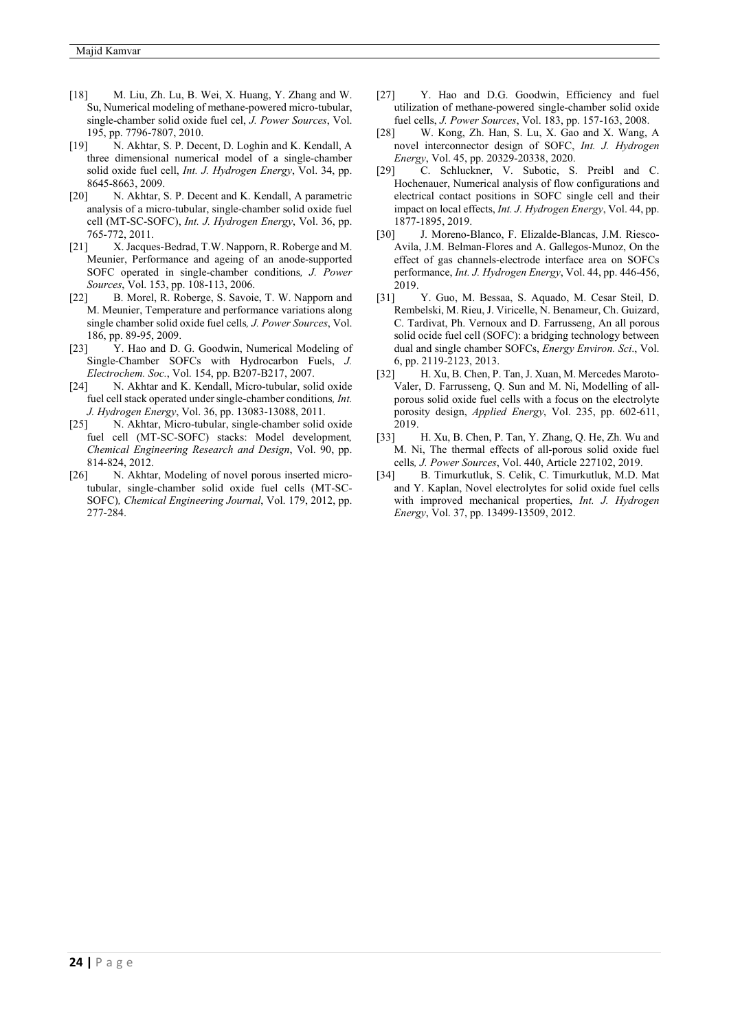[18] M. Liu, Zh. Lu, B. Wei, X. Huang, Y. Zhang and W. Su, Numerical modeling of methane-powered micro-tubular, single-chamber solid oxide fuel cel, *J. Power Sources*, Vol. 195, pp. 7796-7807, 2010.

[19] N. Akhtar, S. P. Decent, D. Loghin and K. Kendall, A three dimensional numerical model of a single-chamber solid oxide fuel cell, *Int. J. Hydrogen Energy*, Vol. 34, pp. 8645-8663, 2009.

[20] N. Akhtar, S. P. Decent and K. Kendall, A parametric analysis of a micro-tubular, single-chamber solid oxide fuel cell (MT-SC-SOFC), *Int. J. Hydrogen Energy*, Vol. 36, pp. 765-772, 2011.

[21] X. Jacques-Bedrad, T.W. Napporn, R. Roberge and M. Meunier, Performance and ageing of an anode-supported SOFC operated in single-chamber conditions*, J. Power Sources*, Vol. 153, pp. 108-113, 2006.

[22] B. Morel, R. Roberge, S. Savoie, T. W. Napporn and M. Meunier, Temperature and performance variations along single chamber solid oxide fuel cells*, J. Power Sources*, Vol. 186, pp. 89-95, 2009.

[23] Y. Hao and D. G. Goodwin, Numerical Modeling of Single-Chamber SOFCs with Hydrocarbon Fuels, *J. Electrochem. Soc.*, Vol. 154, pp. B207-B217, 2007.

[24] N. Akhtar and K. Kendall, Micro-tubular, solid oxide fuel cell stack operated under single-chamber conditions*, Int. J. Hydrogen Energy*, Vol. 36, pp. 13083-13088, 2011.

[25] N. Akhtar, Micro-tubular, single-chamber solid oxide fuel cell (MT-SC-SOFC) stacks: Model development*, Chemical Engineering Research and Design*, Vol. 90, pp. 814-824, 2012.

[26] N. Akhtar, Modeling of novel porous inserted micro-tubular, single-chamber solid oxide fuel cells (MT-SC-SOFC)*, Chemical Engineering Journal*, Vol. 179, 2012, pp. 277-284.

[27] Y. Hao and D.G. Goodwin, Efficiency and fuel utilization of methane-powered single-chamber solid oxide fuel cells, *J. Power Sources*, Vol. 183, pp. 157-163, 2008.

[28] W. Kong, Zh. Han, S. Lu, X. Gao and X. Wang, A novel interconnector design of SOFC, *Int. J. Hydrogen Energy*, Vol. 45, pp. 20329-20338, 2020.

[29] C. Schluckner, V. Subotic, S. Preibl and C. Hochenauer, Numerical analysis of flow configurations and electrical contact positions in SOFC single cell and their impact on local effects, *Int. J. Hydrogen Energy*, Vol. 44, pp. 1877-1895, 2019.

[30] J. Moreno-Blanco, F. Elizalde-Blancas, J.M. Riesco-Avila, J.M. Belman-Flores and A. Gallegos-Munoz, On the effect of gas channels-electrode interface area on SOFCs performance, *Int. J. Hydrogen Energy*, Vol. 44, pp. 446-456, 2019.

[31] Y. Guo, M. Bessaa, S. Aquado, M. Cesar Steil, D. Rembelski, M. Rieu, J. Viricelle, N. Benameur, Ch. Guizard, C. Tardivat, Ph. Vernoux and D. Farrusseng, An all porous solid ocide fuel cell (SOFC): a bridging technology between dual and single chamber SOFCs, *Energy Environ. Sci*., Vol. 6, pp. 2119-2123, 2013.

[32] H. Xu, B. Chen, P. Tan, J. Xuan, M. Mercedes Maroto-Valer, D. Farrusseng, Q. Sun and M. Ni, Modelling of all-porous solid oxide fuel cells with a focus on the electrolyte porosity design, *Applied Energy*, Vol. 235, pp. 602-611, 2019.

[33] H. Xu, B. Chen, P. Tan, Y. Zhang, Q. He, Zh. Wu and M. Ni, The thermal effects of all-porous solid oxide fuel cells*, J. Power Sources*, Vol. 440, Article 227102, 2019.

[34] B. Timurkutluk, S. Celik, C. Timurkutluk, M.D. Mat and Y. Kaplan, Novel electrolytes for solid oxide fuel cells with improved mechanical properties, *Int. J. Hydrogen Energy*, Vol. 37, pp. 13499-13509, 2012.